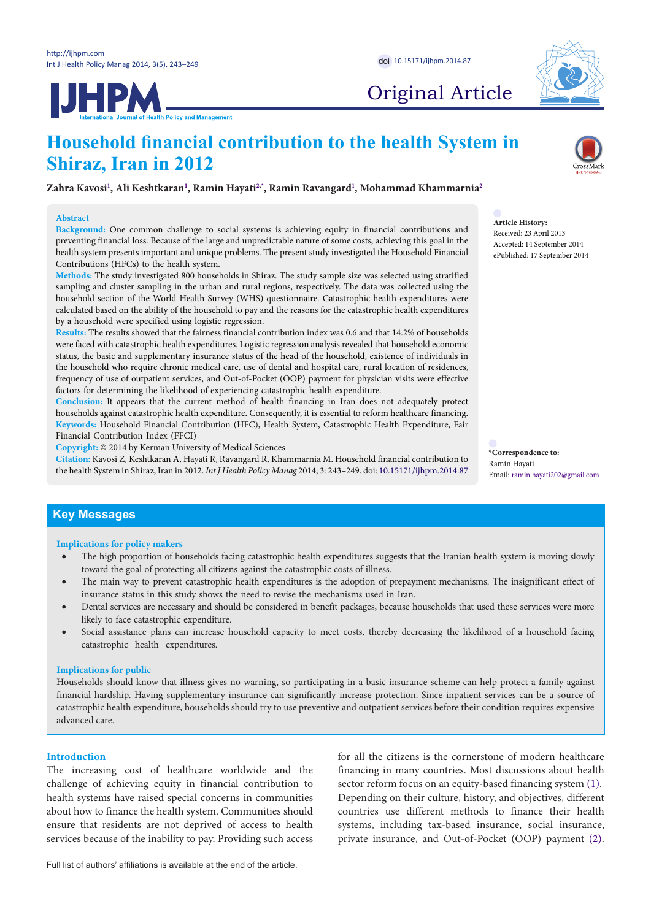Original Article

# Household financial contribution to the health System in Shiraz, Iran in 2012

**Zahra Kavosi[1], Ali Keshtkaran[1], Ramin Hayati[2,*], Ramin Ravangard[1], Mohammad Khammarnia[2]**

## Abstract

**Background:** One common challenge to social systems is achieving equity in financial contributions and preventing financial loss. Because of the large and unpredictable nature of some costs, achieving this goal in the health system presents important and unique problems. The present study investigated the Household Financial Contributions (HFCs) to the health system.

**Methods:** The study investigated 800 households in Shiraz. The study sample size was selected using stratified sampling and cluster sampling in the urban and rural regions, respectively. The data was collected using the household section of the World Health Survey (WHS) questionnaire. Catastrophic health expenditures were calculated based on the ability of the household to pay and the reasons for the catastrophic health expenditures by a household were specified using logistic regression.

**Results:** The results showed that the fairness financial contribution index was 0.6 and that 14.2% of households were faced with catastrophic health expenditures. Logistic regression analysis revealed that household economic status, the basic and supplementary insurance status of the head of the household, existence of individuals in the household who require chronic medical care, use of dental and hospital care, rural location of residences, frequency of use of outpatient services, and Out-of-Pocket (OOP) payment for physician visits were effective factors for determining the likelihood of experiencing catastrophic health expenditure.

**Conclusion:** It appears that the current method of health financing in Iran does not adequately protect households against catastrophic health expenditure. Consequently, it is essential to reform healthcare financing.

**Keywords:** Household Financial Contribution (HFC), Health System, Catastrophic Health Expenditure, Fair Financial Contribution Index (FFCI)

**Copyright:** © 2014 by Kerman University of Medical Sciences

**Citation:** Kavosi Z, Keshtkaran A, Hayati R, Ravangard R, Khammarnia M. Household financial contribution to the health System in Shiraz, Iran in 2012. *Int J Health Policy Manag* 2014; 3: 243–249. doi: 10.15171/ijhpm.2014.87

**Article History:**
Received: 23 April 2013
Accepted: 14 September 2014
ePublished: 17 September 2014

**\*Correspondence to:**
Ramin Hayati
Email: ramin.hayati202@gmail.com

## Key Messages

### Implications for policy makers

- The high proportion of households facing catastrophic health expenditures suggests that the Iranian health system is moving slowly toward the goal of protecting all citizens against the catastrophic costs of illness.
- The main way to prevent catastrophic health expenditures is the adoption of prepayment mechanisms. The insignificant effect of insurance status in this study shows the need to revise the mechanisms used in Iran.
- Dental services are necessary and should be considered in benefit packages, because households that used these services were more likely to face catastrophic expenditure.
- Social assistance plans can increase household capacity to meet costs, thereby decreasing the likelihood of a household facing catastrophic health expenditures.

### Implications for public

Households should know that illness gives no warning, so participating in a basic insurance scheme can help protect a family against financial hardship. Having supplementary insurance can significantly increase protection. Since inpatient services can be a source of catastrophic health expenditure, households should try to use preventive and outpatient services before their condition requires expensive advanced care.

## Introduction

The increasing cost of healthcare worldwide and the challenge of achieving equity in financial contribution to health systems have raised special concerns in communities about how to finance the health system. Communities should ensure that residents are not deprived of access to health services because of the inability to pay. Providing such access for all the citizens is the cornerstone of modern healthcare financing in many countries. Most discussions about health sector reform focus on an equity-based financing system (1). Depending on their culture, history, and objectives, different countries use different methods to finance their health systems, including tax-based insurance, social insurance, private insurance, and Out-of-Pocket (OOP) payment (2).

Full list of authors' affiliations is available at the end of the article.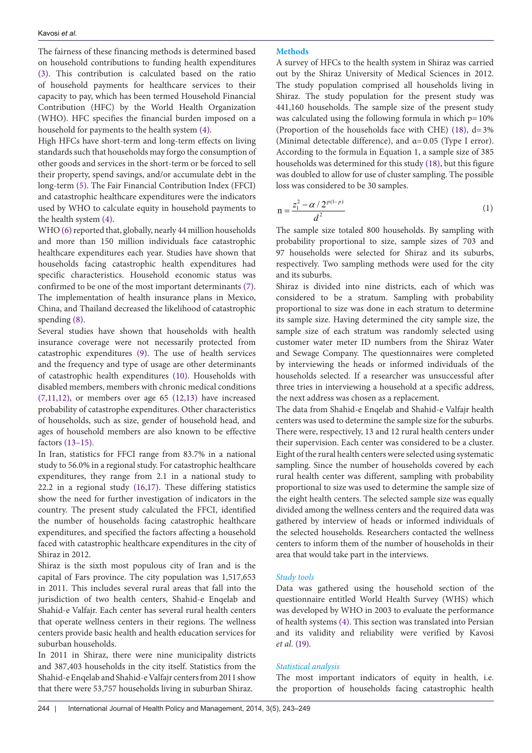The fairness of these financing methods is determined based on household contributions to funding health expenditures (3). This contribution is calculated based on the ratio of household payments for healthcare services to their capacity to pay, which has been termed Household Financial Contribution (HFC) by the World Health Organization (WHO). HFC specifies the financial burden imposed on a household for payments to the health system (4).

High HFCs have short-term and long-term effects on living standards such that households may forgo the consumption of other goods and services in the short-term or be forced to sell their property, spend savings, and/or accumulate debt in the long-term (5). The Fair Financial Contribution Index (FFCI) and catastrophic healthcare expenditures were the indicators used by WHO to calculate equity in household payments to the health system (4).

WHO (6) reported that, globally, nearly 44 million households and more than 150 million individuals face catastrophic healthcare expenditures each year. Studies have shown that households facing catastrophic health expenditures had specific characteristics. Household economic status was confirmed to be one of the most important determinants (7). The implementation of health insurance plans in Mexico, China, and Thailand decreased the likelihood of catastrophic spending (8).

Several studies have shown that households with health insurance coverage were not necessarily protected from catastrophic expenditures (9). The use of health services and the frequency and type of usage are other determinants of catastrophic health expenditures (10). Households with disabled members, members with chronic medical conditions (7,11,12), or members over age 65 (12,13) have increased probability of catastrophe expenditures. Other characteristics of households, such as size, gender of household head, and ages of household members are also known to be effective factors (13–15).

In Iran, statistics for FFCI range from 83.7% in a national study to 56.0% in a regional study. For catastrophic healthcare expenditures, they range from 2.1 in a national study to 22.2 in a regional study (16,17). These differing statistics show the need for further investigation of indicators in the country. The present study calculated the FFCI, identified the number of households facing catastrophic healthcare expenditures, and specified the factors affecting a household faced with catastrophic healthcare expenditures in the city of Shiraz in 2012.

Shiraz is the sixth most populous city of Iran and is the capital of Fars province. The city population was 1,517,653 in 2011. This includes several rural areas that fall into the jurisdiction of two health centers, Shahid-e Enqelab and Shahid-e Valfajr. Each center has several rural health centers that operate wellness centers in their regions. The wellness centers provide basic health and health education services for suburban households.

In 2011 in Shiraz, there were nine municipality districts and 387,403 households in the city itself. Statistics from the Shahid-e Enqelab and Shahid-e Valfajr centers from 2011 show that there were 53,757 households living in suburban Shiraz.

## Methods

A survey of HFCs to the health system in Shiraz was carried out by the Shiraz University of Medical Sciences in 2012. The study population comprised all households living in Shiraz. The study population for the present study was 441,160 households. The sample size of the present study was calculated using the following formula in which p= 10% (Proportion of the households face with CHE) (18), d= 3% (Minimal detectable difference), and α= 0.05 (Type I error). According to the formula in Equation 1, a sample size of 385 households was determined for this study (18), but this figure was doubled to allow for use of cluster sampling. The possible loss was considered to be 30 samples.

$$n = \frac{z_1^2 - \alpha / 2^{p(1-p)}}{d^2} \tag{1}$$

The sample size totaled 800 households. By sampling with probability proportional to size, sample sizes of 703 and 97 households were selected for Shiraz and its suburbs, respectively. Two sampling methods were used for the city and its suburbs.

Shiraz is divided into nine districts, each of which was considered to be a stratum. Sampling with probability proportional to size was done in each stratum to determine its sample size. Having determined the city sample size, the sample size of each stratum was randomly selected using customer water meter ID numbers from the Shiraz Water and Sewage Company. The questionnaires were completed by interviewing the heads or informed individuals of the households selected. If a researcher was unsuccessful after three tries in interviewing a household at a specific address, the next address was chosen as a replacement.

The data from Shahid-e Enqelab and Shahid-e Valfajr health centers was used to determine the sample size for the suburbs. There were, respectively, 13 and 12 rural health centers under their supervision. Each center was considered to be a cluster. Eight of the rural health centers were selected using systematic sampling. Since the number of households covered by each rural health center was different, sampling with probability proportional to size was used to determine the sample size of the eight health centers. The selected sample size was equally divided among the wellness centers and the required data was gathered by interview of heads or informed individuals of the selected households. Researchers contacted the wellness centers to inform them of the number of households in their area that would take part in the interviews.

### *Study tools*

Data was gathered using the household section of the questionnaire entitled World Health Survey (WHS) which was developed by WHO in 2003 to evaluate the performance of health systems (4). This section was translated into Persian and its validity and reliability were verified by Kavosi *et al*. (19).

### *Statistical analysis*

The most important indicators of equity in health, i.e. the proportion of households facing catastrophic health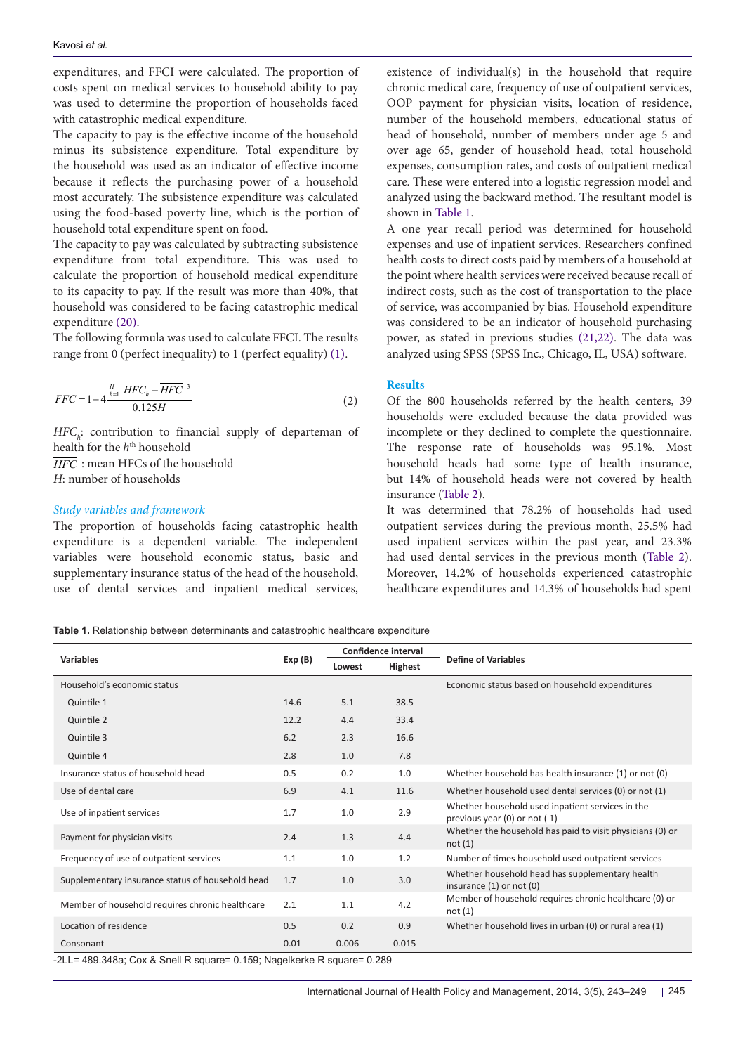expenditures, and FFCI were calculated. The proportion of costs spent on medical services to household ability to pay was used to determine the proportion of households faced with catastrophic medical expenditure.

The capacity to pay is the effective income of the household minus its subsistence expenditure. Total expenditure by the household was used as an indicator of effective income because it reflects the purchasing power of a household most accurately. The subsistence expenditure was calculated using the food-based poverty line, which is the portion of household total expenditure spent on food.

The capacity to pay was calculated by subtracting subsistence expenditure from total expenditure. This was used to calculate the proportion of household medical expenditure to its capacity to pay. If the result was more than 40%, that household was considered to be facing catastrophic medical expenditure (20).

The following formula was used to calculate FFCI. The results range from 0 (perfect inequality) to 1 (perfect equality) (1).

$$FFC = 1 - 4\frac{\sum_{h=1}^{H}\left|HFC_h - \overline{HFC}\right|^3}{0.125H} \tag{2}$$

$HFC_h$: contribution to financial supply of departeman of health for the $h^{th}$ household

$\overline{HFC}$ : mean HFCs of the household

$H$: number of households

### *Study variables and framework*

The proportion of households facing catastrophic health expenditure is a dependent variable. The independent variables were household economic status, basic and supplementary insurance status of the head of the household, use of dental services and inpatient medical services, existence of individual(s) in the household that require chronic medical care, frequency of use of outpatient services, OOP payment for physician visits, location of residence, number of the household members, educational status of head of household, number of members under age 5 and over age 65, gender of household head, total household expenses, consumption rates, and costs of outpatient medical care. These were entered into a logistic regression model and analyzed using the backward method. The resultant model is shown in Table 1.

A one year recall period was determined for household expenses and use of inpatient services. Researchers confined health costs to direct costs paid by members of a household at the point where health services were received because recall of indirect costs, such as the cost of transportation to the place of service, was accompanied by bias. Household expenditure was considered to be an indicator of household purchasing power, as stated in previous studies (21,22). The data was analyzed using SPSS (SPSS Inc., Chicago, IL, USA) software.

## Results

Of the 800 households referred by the health centers, 39 households were excluded because the data provided was incomplete or they declined to complete the questionnaire. The response rate of households was 95.1%. Most household heads had some type of health insurance, but 14% of household heads were not covered by health insurance (Table 2).

It was determined that 78.2% of households had used outpatient services during the previous month, 25.5% had used inpatient services within the past year, and 23.3% had used dental services in the previous month (Table 2). Moreover, 14.2% of households experienced catastrophic healthcare expenditures and 14.3% of households had spent

**Table 1.** Relationship between determinants and catastrophic healthcare expenditure

| Variables | Exp (B) | Confidence interval | | Define of Variables |
|---|---|---|---|---|
| | | Lowest | Highest | |
| Household's economic status | | | | Economic status based on household expenditures |
| Quintile 1 | 14.6 | 5.1 | 38.5 | |
| Quintile 2 | 12.2 | 4.4 | 33.4 | |
| Quintile 3 | 6.2 | 2.3 | 16.6 | |
| Quintile 4 | 2.8 | 1.0 | 7.8 | |
| Insurance status of household head | 0.5 | 0.2 | 1.0 | Whether household has health insurance (1) or not (0) |
| Use of dental care | 6.9 | 4.1 | 11.6 | Whether household used dental services (0) or not (1) |
| Use of inpatient services | 1.7 | 1.0 | 2.9 | Whether household used inpatient services in the previous year (0) or not ( 1) |
| Payment for physician visits | 2.4 | 1.3 | 4.4 | Whether the household has paid to visit physicians (0) or not (1) |
| Frequency of use of outpatient services | 1.1 | 1.0 | 1.2 | Number of times household used outpatient services |
| Supplementary insurance status of household head | 1.7 | 1.0 | 3.0 | Whether household head has supplementary health insurance (1) or not (0) |
| Member of household requires chronic healthcare | 2.1 | 1.1 | 4.2 | Member of household requires chronic healthcare (0) or not (1) |
| Location of residence | 0.5 | 0.2 | 0.9 | Whether household lives in urban (0) or rural area (1) |
| Consonant | 0.01 | 0.006 | 0.015 | |

-2LL= 489.348a; Cox & Snell R square= 0.159; Nagelkerke R square= 0.289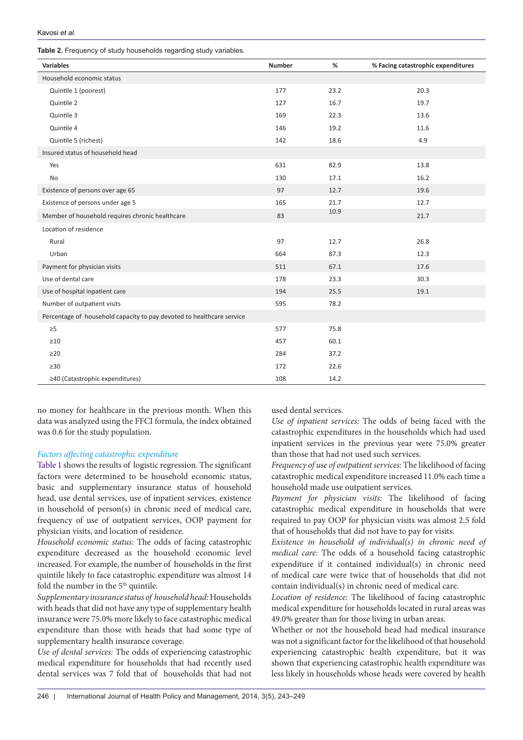**Table 2.** Frequency of study households regarding study variables.

| Variables | Number | % | % Facing catastrophic expenditures |
|---|---|---|---|
| Household economic status | | | |
| Quintile 1 (poorest) | 177 | 23.2 | 20.3 |
| Quintile 2 | 127 | 16.7 | 19.7 |
| Quintile 3 | 169 | 22.3 | 13.6 |
| Quintile 4 | 146 | 19.2 | 11.6 |
| Quintile 5 (richest) | 142 | 18.6 | 4.9 |
| Insured status of household head | | | |
| Yes | 631 | 82.9 | 13.8 |
| No | 130 | 17.1 | 16.2 |
| Existence of persons over age 65 | 97 | 12.7 | 19.6 |
| Existence of persons under age 5 | 165 | 21.7 | 12.7 |
| Member of household requires chronic healthcare | 83 | 10.9 | 21.7 |
| Location of residence | | | |
| Rural | 97 | 12.7 | 26.8 |
| Urban | 664 | 87.3 | 12.3 |
| Payment for physician visits | 511 | 67.1 | 17.6 |
| Use of dental care | 178 | 23.3 | 30.3 |
| Use of hospital inpatient care | 194 | 25.5 | 19.1 |
| Number of outpatient visits | 595 | 78.2 | |
| Percentage of household capacity to pay devoted to healthcare service | | | |
| ≥5 | 577 | 75.8 | |
| ≥10 | 457 | 60.1 | |
| ≥20 | 284 | 37.2 | |
| ≥30 | 172 | 22.6 | |
| ≥40 (Catastrophic expenditures) | 108 | 14.2 | |

no money for healthcare in the previous month. When this data was analyzed using the FFCI formula, the index obtained was 0.6 for the study population.

### *Factors affecting catastrophic expenditure*

Table 1 shows the results of logistic regression. The significant factors were determined to be household economic status, basic and supplementary insurance status of household head, use dental services, use of inpatient services, existence in household of person(s) in chronic need of medical care, frequency of use of outpatient services, OOP payment for physician visits, and location of residence.

*Household economic status:* The odds of facing catastrophic expenditure decreased as the household economic level increased. For example, the number of households in the first quintile likely to face catastrophic expenditure was almost 14 fold the number in the 5th quintile.

*Supplementary insurance status of household head:* Households with heads that did not have any type of supplementary health insurance were 75.0% more likely to face catastrophic medical expenditure than those with heads that had some type of supplementary health insurance coverage.

*Use of dental services:* The odds of experiencing catastrophic medical expenditure for households that had recently used dental services was 7 fold that of households that had not used dental services.

*Use of inpatient services:* The odds of being faced with the catastrophic expenditures in the households which had used inpatient services in the previous year were 75.0% greater than those that had not used such services.

*Frequency of use of outpatient services:* The likelihood of facing catastrophic medical expenditure increased 11.0% each time a household made use outpatient services.

*Payment for physician visits:* The likelihood of facing catastrophic medical expenditure in households that were required to pay OOP for physician visits was almost 2.5 fold that of households that did not have to pay for visits.

*Existence in household of individual(s) in chronic need of medical care:* The odds of a household facing catastrophic expenditure if it contained individual(s) in chronic need of medical care were twice that of households that did not contain individual(s) in chronic need of medical care.

*Location of residence:* The likelihood of facing catastrophic medical expenditure for households located in rural areas was 49.0% greater than for those living in urban areas.

Whether or not the household head had medical insurance was not a significant factor for the likelihood of that household experiencing catastrophic health expenditure, but it was shown that experiencing catastrophic health expenditure was less likely in households whose heads were covered by health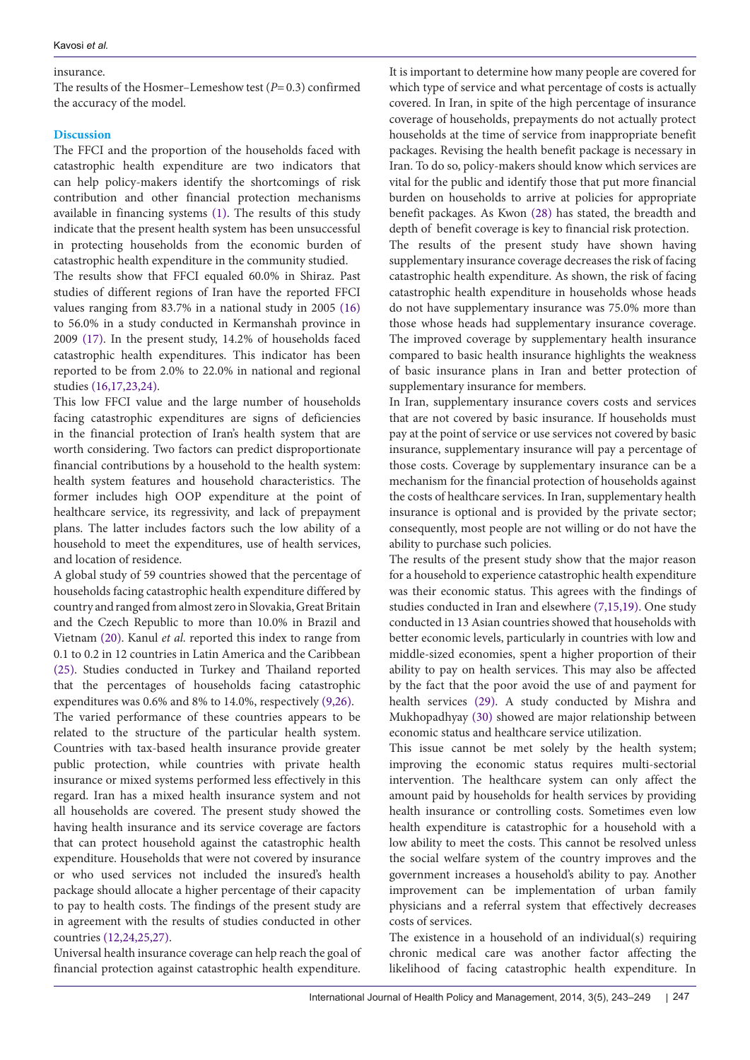insurance.

The results of the Hosmer–Lemeshow test ($P$= 0.3) confirmed the accuracy of the model.

## Discussion

The FFCI and the proportion of the households faced with catastrophic health expenditure are two indicators that can help policy-makers identify the shortcomings of risk contribution and other financial protection mechanisms available in financing systems (1). The results of this study indicate that the present health system has been unsuccessful in protecting households from the economic burden of catastrophic health expenditure in the community studied.

The results show that FFCI equaled 60.0% in Shiraz. Past studies of different regions of Iran have the reported FFCI values ranging from 83.7% in a national study in 2005 (16) to 56.0% in a study conducted in Kermanshah province in 2009 (17). In the present study, 14.2% of households faced catastrophic health expenditures. This indicator has been reported to be from 2.0% to 22.0% in national and regional studies (16,17,23,24).

This low FFCI value and the large number of households facing catastrophic expenditures are signs of deficiencies in the financial protection of Iran's health system that are worth considering. Two factors can predict disproportionate financial contributions by a household to the health system: health system features and household characteristics. The former includes high OOP expenditure at the point of healthcare service, its regressivity, and lack of prepayment plans. The latter includes factors such the low ability of a household to meet the expenditures, use of health services, and location of residence.

A global study of 59 countries showed that the percentage of households facing catastrophic health expenditure differed by country and ranged from almost zero in Slovakia, Great Britain and the Czech Republic to more than 10.0% in Brazil and Vietnam (20). Kanul *et al.* reported this index to range from 0.1 to 0.2 in 12 countries in Latin America and the Caribbean (25). Studies conducted in Turkey and Thailand reported that the percentages of households facing catastrophic expenditures was 0.6% and 8% to 14.0%, respectively (9,26).

The varied performance of these countries appears to be related to the structure of the particular health system. Countries with tax-based health insurance provide greater public protection, while countries with private health insurance or mixed systems performed less effectively in this regard. Iran has a mixed health insurance system and not all households are covered. The present study showed the having health insurance and its service coverage are factors that can protect household against the catastrophic health expenditure. Households that were not covered by insurance or who used services not included the insured's health package should allocate a higher percentage of their capacity to pay to health costs. The findings of the present study are in agreement with the results of studies conducted in other countries (12,24,25,27).

Universal health insurance coverage can help reach the goal of financial protection against catastrophic health expenditure. It is important to determine how many people are covered for which type of service and what percentage of costs is actually covered. In Iran, in spite of the high percentage of insurance coverage of households, prepayments do not actually protect households at the time of service from inappropriate benefit packages. Revising the health benefit package is necessary in Iran. To do so, policy-makers should know which services are vital for the public and identify those that put more financial burden on households to arrive at policies for appropriate benefit packages. As Kwon (28) has stated, the breadth and depth of benefit coverage is key to financial risk protection.

The results of the present study have shown having supplementary insurance coverage decreases the risk of facing catastrophic health expenditure. As shown, the risk of facing catastrophic health expenditure in households whose heads do not have supplementary insurance was 75.0% more than those whose heads had supplementary insurance coverage. The improved coverage by supplementary health insurance compared to basic health insurance highlights the weakness of basic insurance plans in Iran and better protection of supplementary insurance for members.

In Iran, supplementary insurance covers costs and services that are not covered by basic insurance. If households must pay at the point of service or use services not covered by basic insurance, supplementary insurance will pay a percentage of those costs. Coverage by supplementary insurance can be a mechanism for the financial protection of households against the costs of healthcare services. In Iran, supplementary health insurance is optional and is provided by the private sector; consequently, most people are not willing or do not have the ability to purchase such policies.

The results of the present study show that the major reason for a household to experience catastrophic health expenditure was their economic status. This agrees with the findings of studies conducted in Iran and elsewhere (7,15,19). One study conducted in 13 Asian countries showed that households with better economic levels, particularly in countries with low and middle-sized economies, spent a higher proportion of their ability to pay on health services. This may also be affected by the fact that the poor avoid the use of and payment for health services (29). A study conducted by Mishra and Mukhopadhyay (30) showed are major relationship between economic status and healthcare service utilization.

This issue cannot be met solely by the health system; improving the economic status requires multi-sectorial intervention. The healthcare system can only affect the amount paid by households for health services by providing health insurance or controlling costs. Sometimes even low health expenditure is catastrophic for a household with a low ability to meet the costs. This cannot be resolved unless the social welfare system of the country improves and the government increases a household's ability to pay. Another improvement can be implementation of urban family physicians and a referral system that effectively decreases costs of services.

The existence in a household of an individual(s) requiring chronic medical care was another factor affecting the likelihood of facing catastrophic health expenditure. In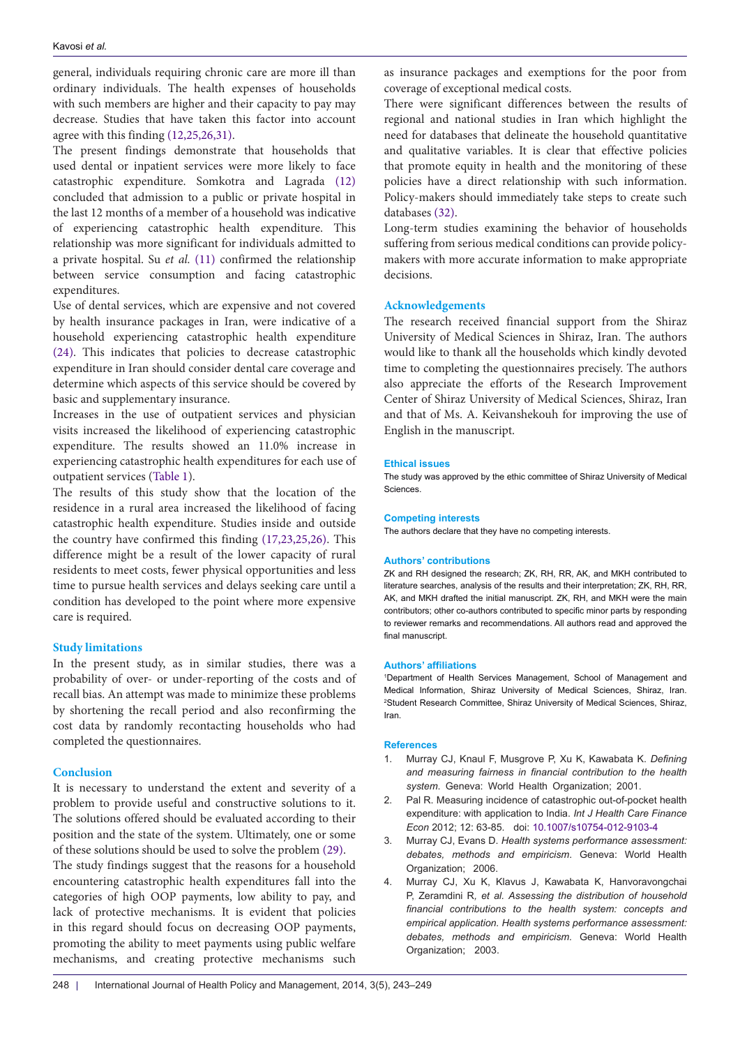general, individuals requiring chronic care are more ill than ordinary individuals. The health expenses of households with such members are higher and their capacity to pay may decrease. Studies that have taken this factor into account agree with this finding (12,25,26,31).

The present findings demonstrate that households that used dental or inpatient services were more likely to face catastrophic expenditure. Somkotra and Lagrada (12) concluded that admission to a public or private hospital in the last 12 months of a member of a household was indicative of experiencing catastrophic health expenditure. This relationship was more significant for individuals admitted to a private hospital. Su *et al.* (11) confirmed the relationship between service consumption and facing catastrophic expenditures.

Use of dental services, which are expensive and not covered by health insurance packages in Iran, were indicative of a household experiencing catastrophic health expenditure (24). This indicates that policies to decrease catastrophic expenditure in Iran should consider dental care coverage and determine which aspects of this service should be covered by basic and supplementary insurance.

Increases in the use of outpatient services and physician visits increased the likelihood of experiencing catastrophic expenditure. The results showed an 11.0% increase in experiencing catastrophic health expenditures for each use of outpatient services (Table 1).

The results of this study show that the location of the residence in a rural area increased the likelihood of facing catastrophic health expenditure. Studies inside and outside the country have confirmed this finding (17,23,25,26). This difference might be a result of the lower capacity of rural residents to meet costs, fewer physical opportunities and less time to pursue health services and delays seeking care until a condition has developed to the point where more expensive care is required.

## Study limitations

In the present study, as in similar studies, there was a probability of over- or under-reporting of the costs and of recall bias. An attempt was made to minimize these problems by shortening the recall period and also reconfirming the cost data by randomly recontacting households who had completed the questionnaires.

## Conclusion

It is necessary to understand the extent and severity of a problem to provide useful and constructive solutions to it. The solutions offered should be evaluated according to their position and the state of the system. Ultimately, one or some of these solutions should be used to solve the problem (29).

The study findings suggest that the reasons for a household encountering catastrophic health expenditures fall into the categories of high OOP payments, low ability to pay, and lack of protective mechanisms. It is evident that policies in this regard should focus on decreasing OOP payments, promoting the ability to meet payments using public welfare mechanisms, and creating protective mechanisms such as insurance packages and exemptions for the poor from coverage of exceptional medical costs.

There were significant differences between the results of regional and national studies in Iran which highlight the need for databases that delineate the household quantitative and qualitative variables. It is clear that effective policies that promote equity in health and the monitoring of these policies have a direct relationship with such information. Policy-makers should immediately take steps to create such databases (32).

Long-term studies examining the behavior of households suffering from serious medical conditions can provide policy-makers with more accurate information to make appropriate decisions.

## Acknowledgements

The research received financial support from the Shiraz University of Medical Sciences in Shiraz, Iran. The authors would like to thank all the households which kindly devoted time to completing the questionnaires precisely. The authors also appreciate the efforts of the Research Improvement Center of Shiraz University of Medical Sciences, Shiraz, Iran and that of Ms. A. Keivanshekouh for improving the use of English in the manuscript.

### Ethical issues

The study was approved by the ethic committee of Shiraz University of Medical Sciences.

### Competing interests

The authors declare that they have no competing interests.

### Authors' contributions

ZK and RH designed the research; ZK, RH, RR, AK, and MKH contributed to literature searches, analysis of the results and their interpretation; ZK, RH, RR, AK, and MKH drafted the initial manuscript. ZK, RH, and MKH were the main contributors; other co-authors contributed to specific minor parts by responding to reviewer remarks and recommendations. All authors read and approved the final manuscript.

### Authors' affiliations

[1]Department of Health Services Management, School of Management and Medical Information, Shiraz University of Medical Sciences, Shiraz, Iran. [2]Student Research Committee, Shiraz University of Medical Sciences, Shiraz, Iran.

### References

1. Murray CJ, Knaul F, Musgrove P, Xu K, Kawabata K. *Defining and measuring fairness in financial contribution to the health system*. Geneva: World Health Organization; 2001.
2. Pal R. Measuring incidence of catastrophic out-of-pocket health expenditure: with application to India. *Int J Health Care Finance Econ* 2012; 12: 63-85. doi: 10.1007/s10754-012-9103-4
3. Murray CJ, Evans D. *Health systems performance assessment: debates, methods and empiricism*. Geneva: World Health Organization; 2006.
4. Murray CJ, Xu K, Klavus J, Kawabata K, Hanvoravongchai P, Zeramdini R, *et al. Assessing the distribution of household financial contributions to the health system: concepts and empirical application. Health systems performance assessment: debates, methods and empiricism*. Geneva: World Health Organization; 2003.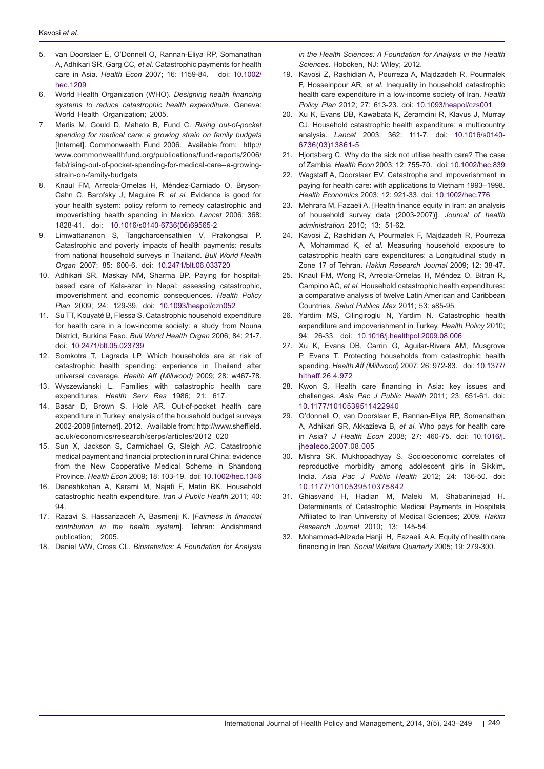5. van Doorslaer E, O'Donnell O, Rannan-Eliya RP, Somanathan A, Adhikari SR, Garg CC, *et al*. Catastrophic payments for health care in Asia. *Health Econ* 2007; 16: 1159-84. doi: 10.1002/hec.1209
6. World Health Organization (WHO). *Designing health financing systems to reduce catastrophic health expenditure*. Geneva: World Health Organization; 2005.
7. Merlis M, Gould D, Mahato B, Fund C. *Rising out-of-pocket spending for medical care: a growing strain on family budgets* [Internet]. Commonwealth Fund 2006. Available from: http://www.commonwealthfund.org/publications/fund-reports/2006/feb/rising-out-of-pocket-spending-for-medical-care--a-growing-strain-on-family-budgets
8. Knaul FM, Arreola-Ornelas H, Méndez-Carniado O, Bryson-Cahn C, Barofsky J, Maguire R, *et al.* Evidence is good for your health system: policy reform to remedy catastrophic and impoverishing health spending in Mexico. *Lancet* 2006; 368: 1828-41. doi: 10.1016/s0140-6736(06)69565-2
9. Limwattananon S, Tangcharoensathien V, Prakongsai P. Catastrophic and poverty impacts of health payments: results from national household surveys in Thailand. *Bull World Health Organ* 2007; 85: 600-6. doi: 10.2471/blt.06.033720
10. Adhikari SR, Maskay NM, Sharma BP. Paying for hospital-based care of Kala-azar in Nepal: assessing catastrophic, impoverishment and economic consequences. *Health Policy Plan* 2009; 24: 129-39. doi: 10.1093/heapol/czn052
11. Su TT, Kouyaté B, Flessa S. Catastrophic household expenditure for health care in a low-income society: a study from Nouna District, Burkina Faso. *Bull World Health Organ* 2006; 84: 21-7. doi: 10.2471/blt.05.023739
12. Somkotra T, Lagrada LP. Which households are at risk of catastrophic health spending: experience in Thailand after universal coverage. *Health Aff (Millwood)* 2009; 28: w467-78.
13. Wyszewianski L. Families with catastrophic health care expenditures. *Health Serv Res* 1986; 21: 617.
14. Basar D, Brown S, Hole AR. Out-of-pocket health care expenditure in Turkey: analysis of the household budget surveys 2002-2008 [internet]. 2012. Available from: http://www.sheffield.ac.uk/economics/research/serps/articles/2012_020
15. Sun X, Jackson S, Carmichael G, Sleigh AC. Catastrophic medical payment and financial protection in rural China: evidence from the New Cooperative Medical Scheme in Shandong Province. *Health Econ* 2009; 18: 103-19. doi: 10.1002/hec.1346
16. Daneshkohan A, Karami M, Najafi F, Matin BK. Household catastrophic health expenditure. *Iran J Public Health* 2011; 40: 94.
17. Razavi S, Hassanzadeh A, Basmenji K. [*Fairness in financial contribution in the health system*]. Tehran: Andishmand publication; 2005.
18. Daniel WW, Cross CL. *Biostatistics: A Foundation for Analysis in the Health Sciences: A Foundation for Analysis in the Health Sciences*. Hoboken, NJ: Wiley; 2012.
19. Kavosi Z, Rashidian A, Pourreza A, Majdzadeh R, Pourmalek F, Hosseinpour AR, *et al.* Inequality in household catastrophic health care expenditure in a low-income society of Iran. *Health Policy Plan* 2012; 27: 613-23. doi: 10.1093/heapol/czs001
20. Xu K, Evans DB, Kawabata K, Zeramdini R, Klavus J, Murray CJ. Household catastrophic health expenditure: a multicountry analysis. *Lancet* 2003; 362: 111-7. doi: 10.1016/s0140-6736(03)13861-5
21. Hjortsberg C. Why do the sick not utilise health care? The case of Zambia. *Health Econ* 2003; 12: 755-70. doi: 10.1002/hec.839
22. Wagstaff A, Doorslaer EV. Catastrophe and impoverishment in paying for health care: with applications to Vietnam 1993–1998. *Health Economics* 2003; 12: 921-33. doi: 10.1002/hec.776
23. Mehrara M, Fazaeli A. [Health finance equity in Iran: an analysis of household survey data (2003-2007)]. *Journal of health administration* 2010; 13: 51-62.
24. Kavosi Z, Rashidian A, Pourmalek F, Majdzadeh R, Pourreza A, Mohammad K, *et al.* Measuring household exposure to catastrophic health care expenditures: a Longitudinal study in Zone 17 of Tehran. *Hakim Research Journal* 2009; 12: 38-47.
25. Knaul FM, Wong R, Arreola-Ornelas H, Méndez O, Bitran R, Campino AC, *et al.* Household catastrophic health expenditures: a comparative analysis of twelve Latin American and Caribbean Countries. *Salud Publica Mex* 2011; 53: s85-95.
26. Yardim MS, Cilingiroglu N, Yardim N. Catastrophic health expenditure and impoverishment in Turkey. *Health Policy* 2010; 94: 26-33. doi: 10.1016/j.healthpol.2009.08.006
27. Xu K, Evans DB, Carrin G, Aguilar-Rivera AM, Musgrove P, Evans T. Protecting households from catastrophic health spending. *Health Aff (Millwood)* 2007; 26: 972-83. doi: 10.1377/hlthaff.26.4.972
28. Kwon S. Health care financing in Asia: key issues and challenges. *Asia Pac J Public Health* 2011; 23: 651-61. doi: 10.1177/1010539511422940
29. O'donnell O, van Doorslaer E, Rannan-Eliya RP, Somanathan A, Adhikari SR, Akkazieva B, *et al.* Who pays for health care in Asia? *J Health Econ* 2008; 27: 460-75. doi: 10.1016/j.jhealeco.2007.08.005
30. Mishra SK, Mukhopadhyay S. Socioeconomic correlates of reproductive morbidity among adolescent girls in Sikkim, India. *Asia Pac J Public Health* 2012; 24: 136-50. doi: 10.1177/1010539510375842
31. Ghiasvand H, Hadian M, Maleki M, Shabaninejad H. Determinants of Catastrophic Medical Payments in Hospitals Affiliated to Iran University of Medical Sciences; 2009. *Hakim Research Journal* 2010; 13: 145-54.
32. Mohammad-Alizade Hanji H, Fazaeli AA. Equity of health care financing in Iran. *Social Welfare Quarterly* 2005; 19: 279-300.